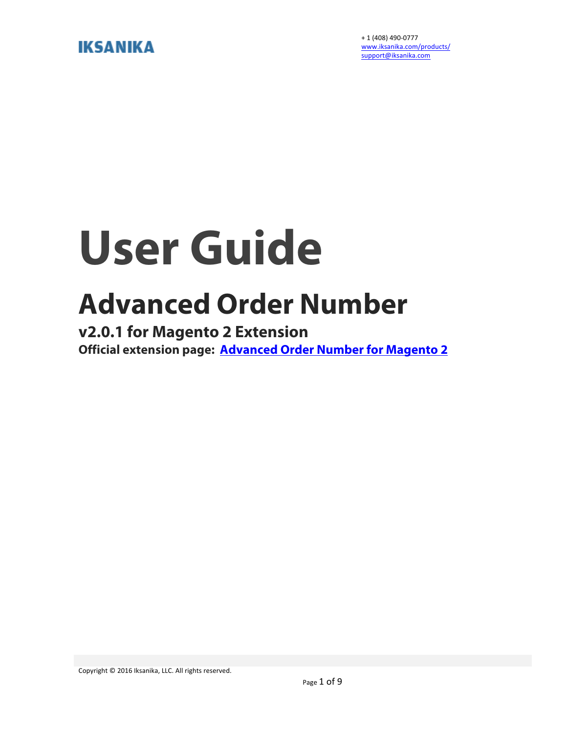**IKSANIKA**

+ 1 (408) 490-0777
[www.iksanika.com/products/](www.iksanika.com/products/)
[support@iksanika.com](mailto:support@iksanika.com)

# User Guide

## Advanced Order Number

### v2.0.1 for Magento 2 Extension

**Official extension page: [Advanced Order Number for Magento 2]()**

Copyright © 2016 Iksanika, LLC. All rights reserved.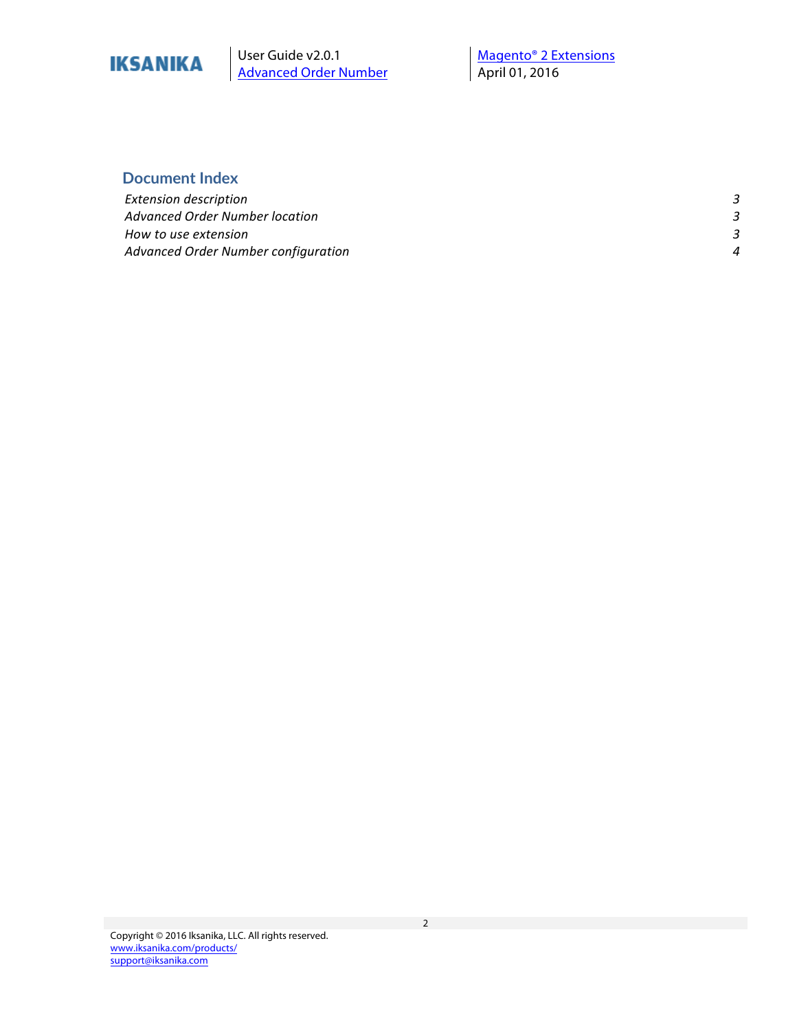## Document Index

| | |
|---|---|
| *Extension description* | *3* |
| *Advanced Order Number location* | *3* |
| *How to use extension* | *3* |
| *Advanced Order Number configuration* | *4* |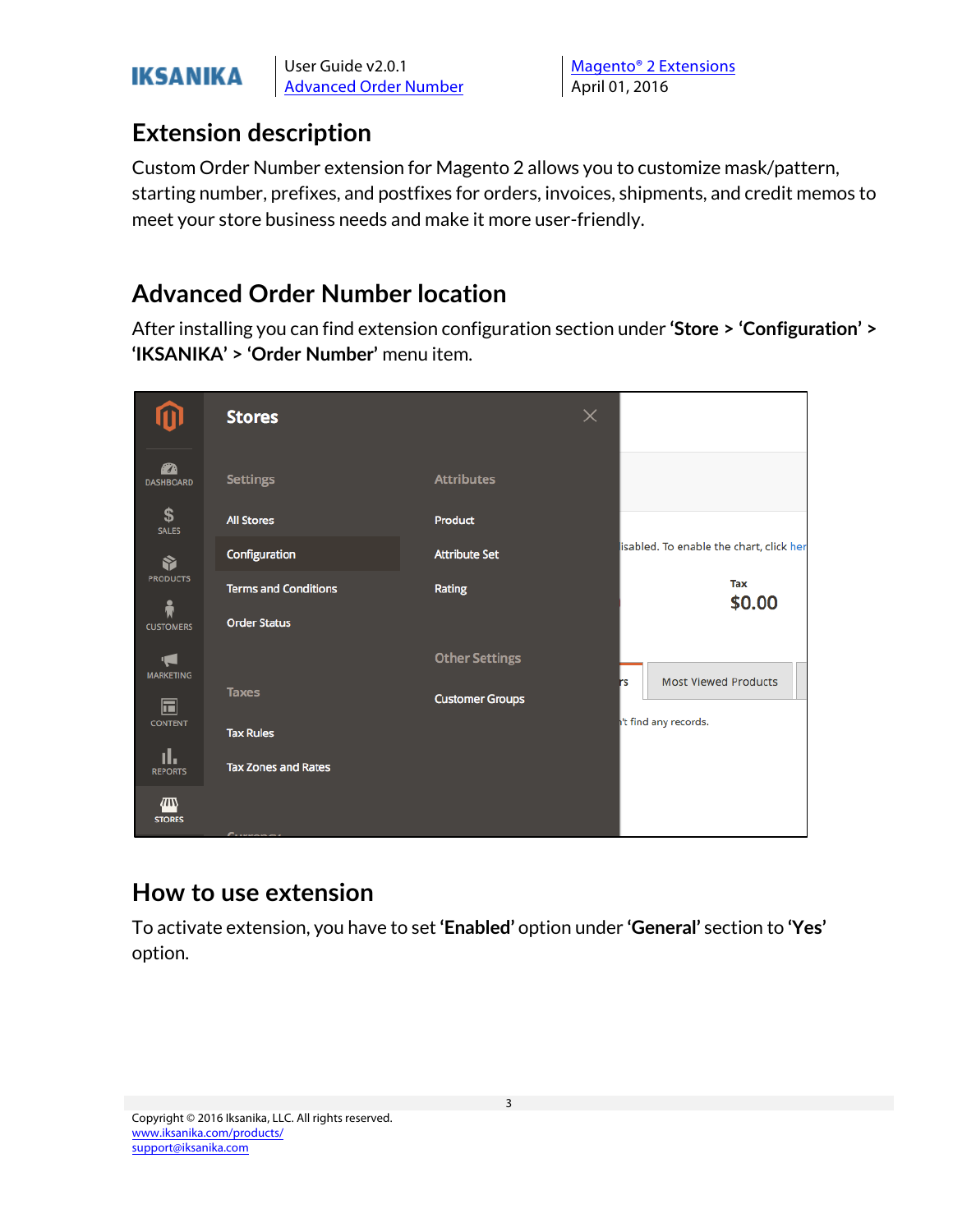## Extension description

Custom Order Number extension for Magento 2 allows you to customize mask/pattern, starting number, prefixes, and postfixes for orders, invoices, shipments, and credit memos to meet your store business needs and make it more user-friendly.

## Advanced Order Number location

After installing you can find extension configuration section under **'Store > 'Configuration'** > **'IKSANIKA'** > **'Order Number'** menu item.

## How to use extension

To activate extension, you have to set **'Enabled'** option under **'General'** section to **'Yes'** option.

Copyright © 2016 Iksanika, LLC. All rights reserved.
www.iksanika.com/products/
support@iksanika.com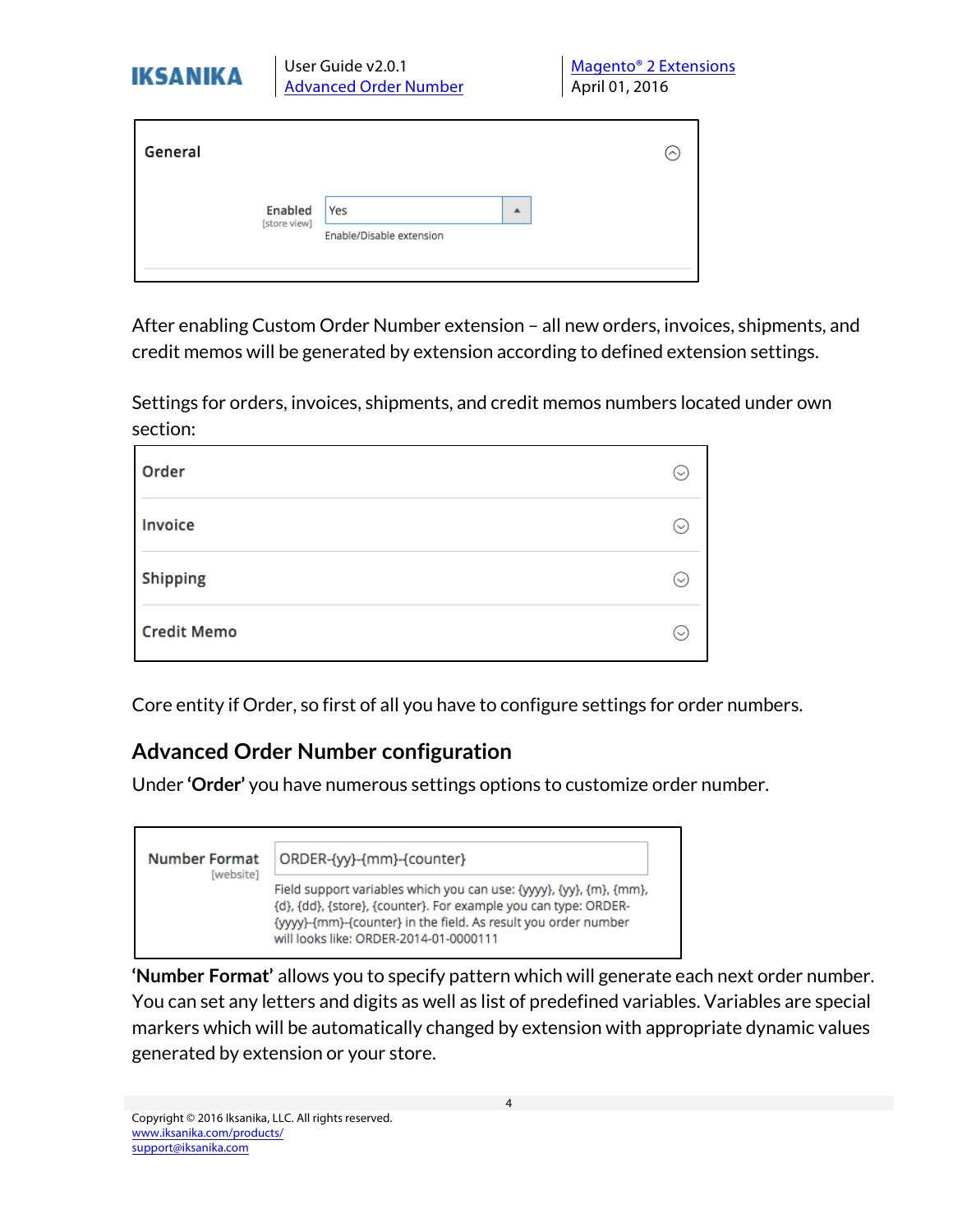**General**

Enabled [store view] — Yes

Enable/Disable extension

After enabling Custom Order Number extension – all new orders, invoices, shipments, and credit memos will be generated by extension according to defined extension settings.

Settings for orders, invoices, shipments, and credit memos numbers located under own section:

- **Order**
- **Invoice**
- **Shipping**
- **Credit Memo**

Core entity if Order, so first of all you have to configure settings for order numbers.

## Advanced Order Number configuration

Under **'Order'** you have numerous settings options to customize order number.

**Number Format** [website] — ORDER-{yy}-{mm}-{counter}

Field support variables which you can use: {yyyy}, {yy}, {m}, {mm}, {d}, {dd}, {store}, {counter}. For example you can type: ORDER-{yyyy}-{mm}-{counter} in the field. As result you order number will looks like: ORDER-2014-01-0000111

**'Number Format'** allows you to specify pattern which will generate each next order number. You can set any letters and digits as well as list of predefined variables. Variables are special markers which will be automatically changed by extension with appropriate dynamic values generated by extension or your store.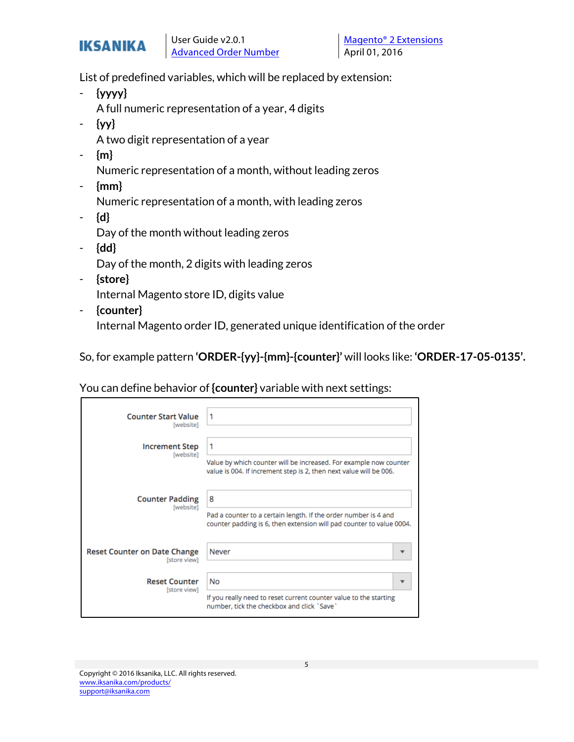List of predefined variables, which will be replaced by extension:

- **{yyyy}**
  A full numeric representation of a year, 4 digits
- **{yy}**
  A two digit representation of a year
- **{m}**
  Numeric representation of a month, without leading zeros
- **{mm}**
  Numeric representation of a month, with leading zeros
- **{d}**
  Day of the month without leading zeros
- **{dd}**
  Day of the month, 2 digits with leading zeros
- **{store}**
  Internal Magento store ID, digits value
- **{counter}**
  Internal Magento order ID, generated unique identification of the order

So, for example pattern **'ORDER-{yy}-{mm}-{counter}'** will looks like: **'ORDER-17-05-0135'.**

You can define behavior of **{counter}** variable with next settings:

| Setting | Value | Note |
|---|---|---|
| Counter Start Value [website] | 1 | |
| Increment Step [website] | 1 | Value by which counter will be increased. For example now counter value is 004. If increment step is 2, then next value will be 006. |
| Counter Padding [website] | 8 | Pad a counter to a certain length. If the order number is 4 and counter padding is 6, then extension will pad counter to value 0004. |
| Reset Counter on Date Change [store view] | Never | |
| Reset Counter [store view] | No | If you really need to reset current counter value to the starting number, tick the checkbox and click `Save` |

Copyright © 2016 Iksanika, LLC. All rights reserved.
www.iksanika.com/products/
support@iksanika.com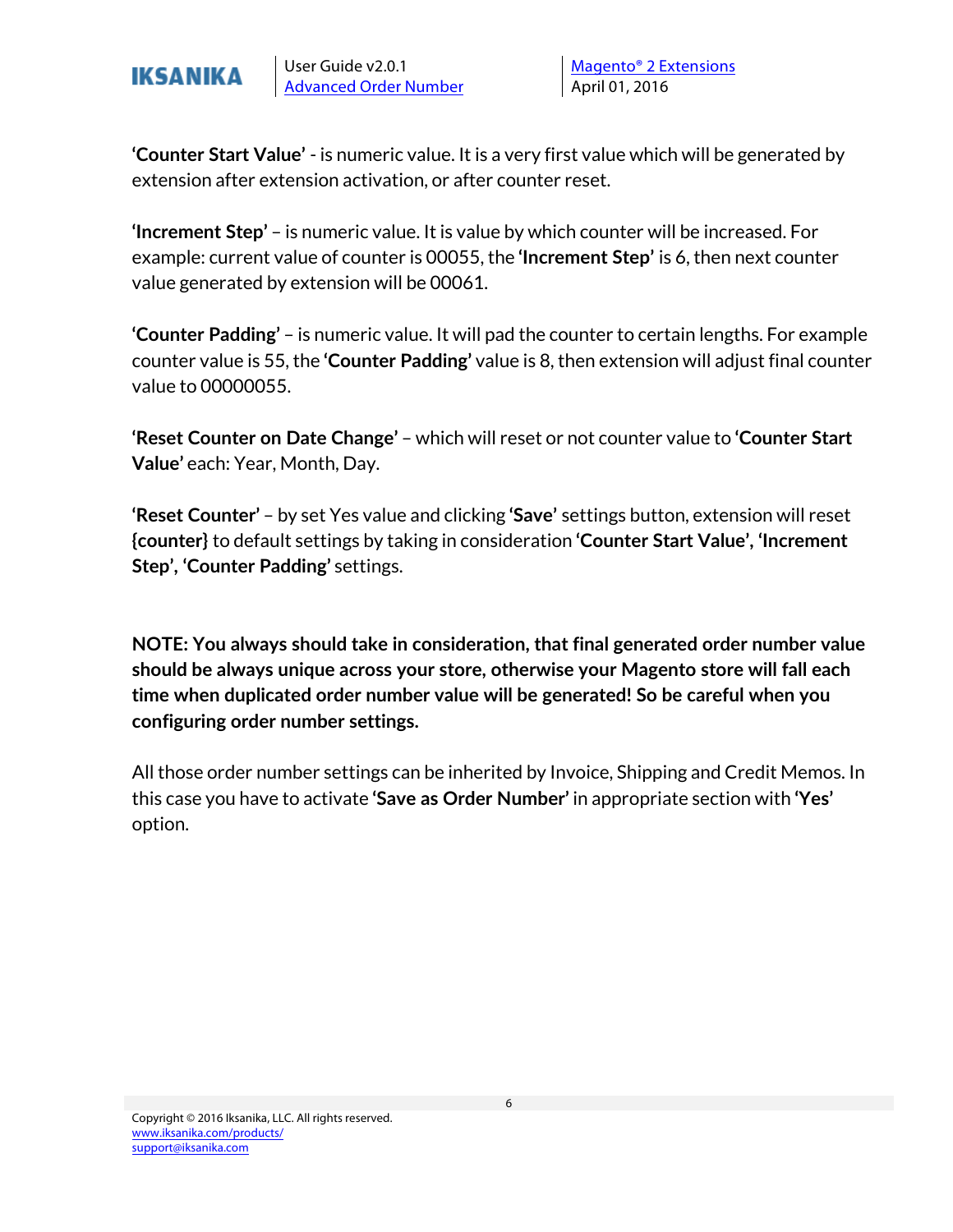**'Counter Start Value'** - is numeric value. It is a very first value which will be generated by extension after extension activation, or after counter reset.

**'Increment Step'** – is numeric value. It is value by which counter will be increased. For example: current value of counter is 00055, the **'Increment Step'** is 6, then next counter value generated by extension will be 00061.

**'Counter Padding'** – is numeric value. It will pad the counter to certain lengths. For example counter value is 55, the **'Counter Padding'** value is 8, then extension will adjust final counter value to 00000055.

**'Reset Counter on Date Change'** – which will reset or not counter value to **'Counter Start Value'** each: Year, Month, Day.

**'Reset Counter'** – by set Yes value and clicking **'Save'** settings button, extension will reset **{counter}** to default settings by taking in consideration **'Counter Start Value'**, **'Increment Step'**, **'Counter Padding'** settings.

**NOTE: You always should take in consideration, that final generated order number value should be always unique across your store, otherwise your Magento store will fall each time when duplicated order number value will be generated! So be careful when you configuring order number settings.**

All those order number settings can be inherited by Invoice, Shipping and Credit Memos. In this case you have to activate **'Save as Order Number'** in appropriate section with **'Yes'** option.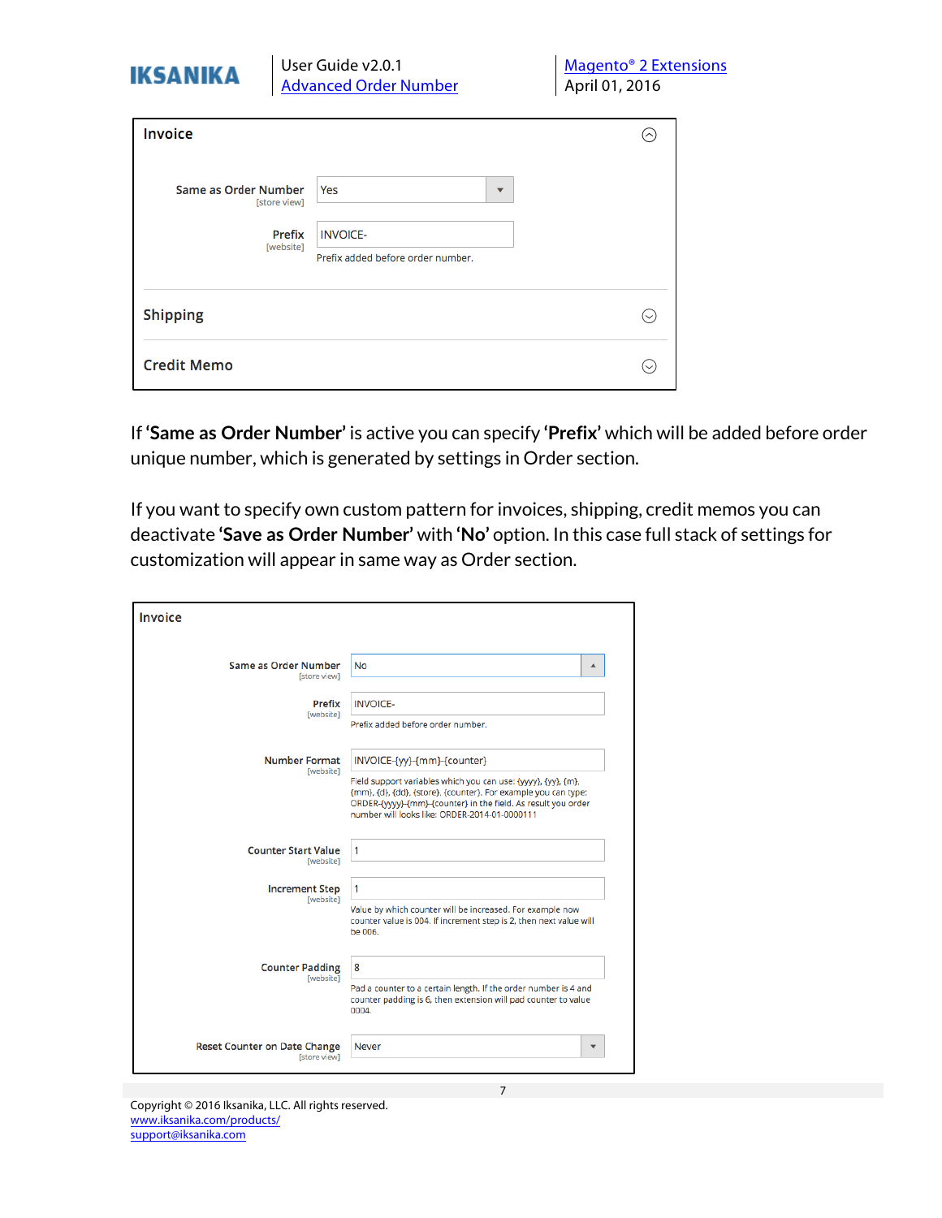**Invoice**

Same as Order Number [store view]: Yes

Prefix [website]: INVOICE-

Prefix added before order number.

**Shipping**

**Credit Memo**

If **'Same as Order Number'** is active you can specify **'Prefix'** which will be added before order unique number, which is generated by settings in Order section.

If you want to specify own custom pattern for invoices, shipping, credit memos you can deactivate **'Save as Order Number'** with **'No'** option. In this case full stack of settings for customization will appear in same way as Order section.

**Invoice**

Same as Order Number [store view]: No

Prefix [website]: INVOICE-

Prefix added before order number.

Number Format [website]: INVOICE-{yy}-{mm}-{counter}

Field support variables which you can use: {yyyy}, {yy}, {m}, {mm}, {d}, {dd}, {store}, {counter}. For example you can type: ORDER-{yyyy}-{mm}-{counter} in the field. As result you order number will looks like: ORDER-2014-01-0000111

Counter Start Value [website]: 1

Increment Step [website]: 1

Value by which counter will be increased. For example now counter value is 004. If increment step is 2, then next value will be 006.

Counter Padding [website]: 8

Pad a counter to a certain length. If the order number is 4 and counter padding is 6, then extension will pad counter to value 0004.

Reset Counter on Date Change [store view]: Never

Copyright © 2016 Iksanika, LLC. All rights reserved.
www.iksanika.com/products/
support@iksanika.com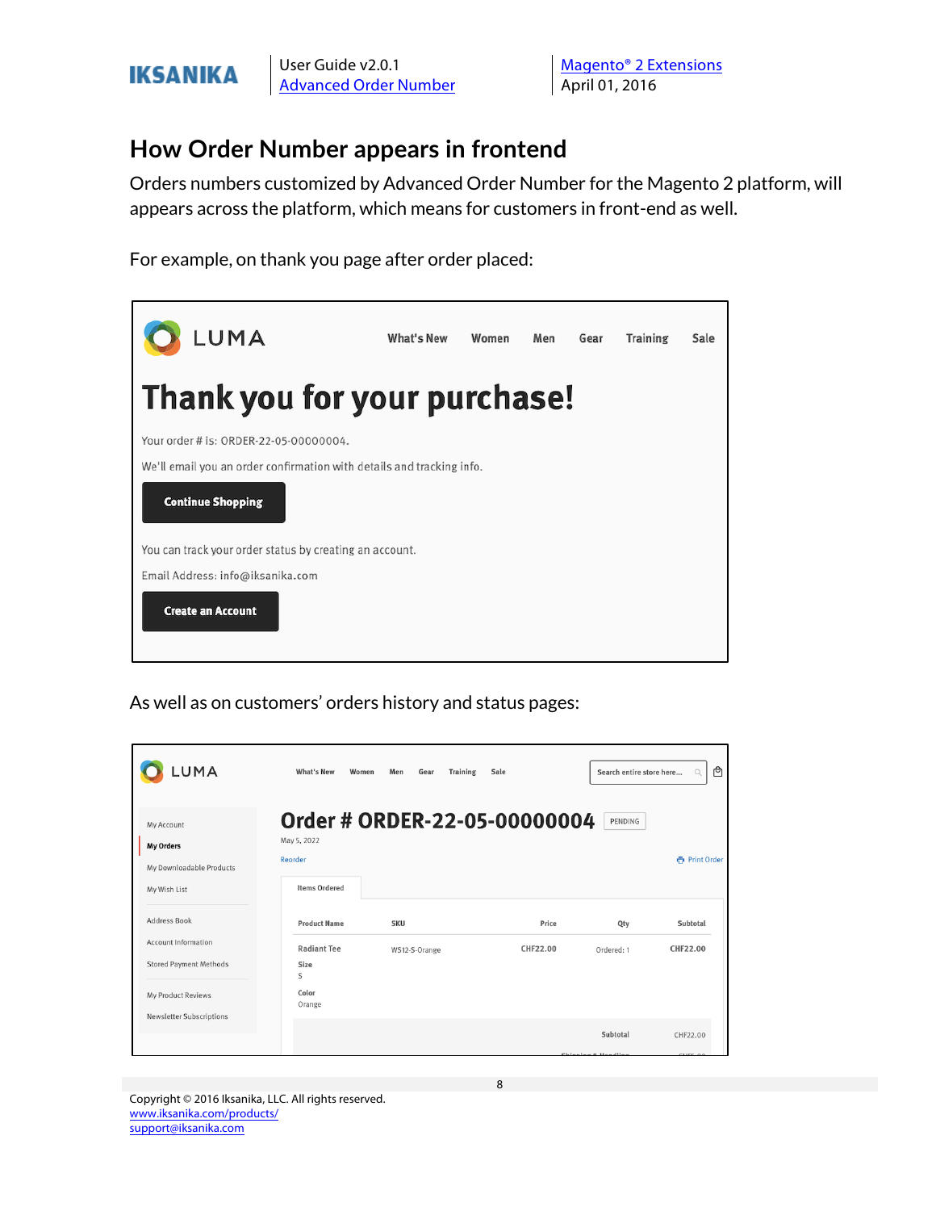## How Order Number appears in frontend

Orders numbers customized by Advanced Order Number for the Magento 2 platform, will appears across the platform, which means for customers in front-end as well.

For example, on thank you page after order placed:

As well as on customers' orders history and status pages: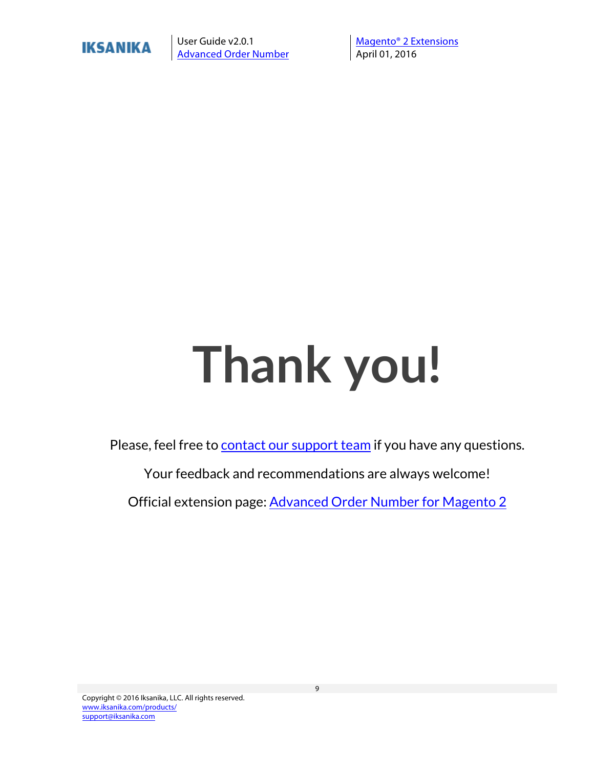# Thank you!

Please, feel free to contact our support team if you have any questions.

Your feedback and recommendations are always welcome!

Official extension page: Advanced Order Number for Magento 2